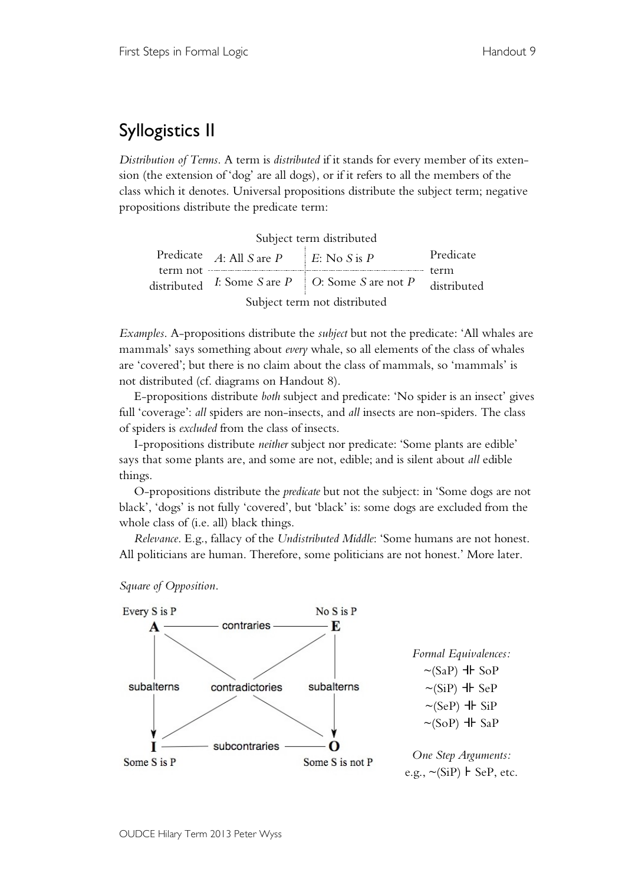## Syllogistics II

*Distribution of Terms.* A term is *distributed* if it stands for every member of its extension (the extension of 'dog' are all dogs), or if it refers to all the members of the class which it denotes. Universal propositions distribute the subject term; negative propositions distribute the predicate term:

| | Subject term distributed | | |
|---|---|---|---|
| Predicate term not distributed | *A*: All *S* are *P* | *E*: No *S* is *P* | Predicate term distributed |
| | *I*: Some *S* are *P* | *O*: Some *S* are not *P* | |
| | Subject term not distributed | | |

*Examples.* A-propositions distribute the *subject* but not the predicate: 'All whales are mammals' says something about *every* whale, so all elements of the class of whales are 'covered'; but there is no claim about the class of mammals, so 'mammals' is not distributed (cf. diagrams on Handout 8).

E-propositions distribute *both* subject and predicate: 'No spider is an insect' gives full 'coverage': *all* spiders are non-insects, and *all* insects are non-spiders. The class of spiders is *excluded* from the class of insects.

I-propositions distribute *neither* subject nor predicate: 'Some plants are edible' says that some plants are, and some are not, edible; and is silent about *all* edible things.

O-propositions distribute the *predicate* but not the subject: in 'Some dogs are not black', 'dogs' is not fully 'covered', but 'black' is: some dogs are excluded from the whole class of (i.e. all) black things.

*Relevance.* E.g., fallacy of the *Undistributed Middle*: 'Some humans are not honest. All politicians are human. Therefore, some politicians are not honest.' More later.

*Square of Opposition.*

Every S is P — **A** ——— contraries ——— **E** — No S is P

A → I: subalterns; E → O: subalterns; A–O and E–I: contradictories

Some S is P — **I** ——— subcontraries ——— **O** — Some S is not P

*Formal Equivalences:*

~(SaP) ⊣⊢ SoP
~(SiP) ⊣⊢ SeP
~(SeP) ⊣⊢ SiP
~(SoP) ⊣⊢ SaP

*One Step Arguments:*
e.g., ~(SiP) ⊢ SeP, etc.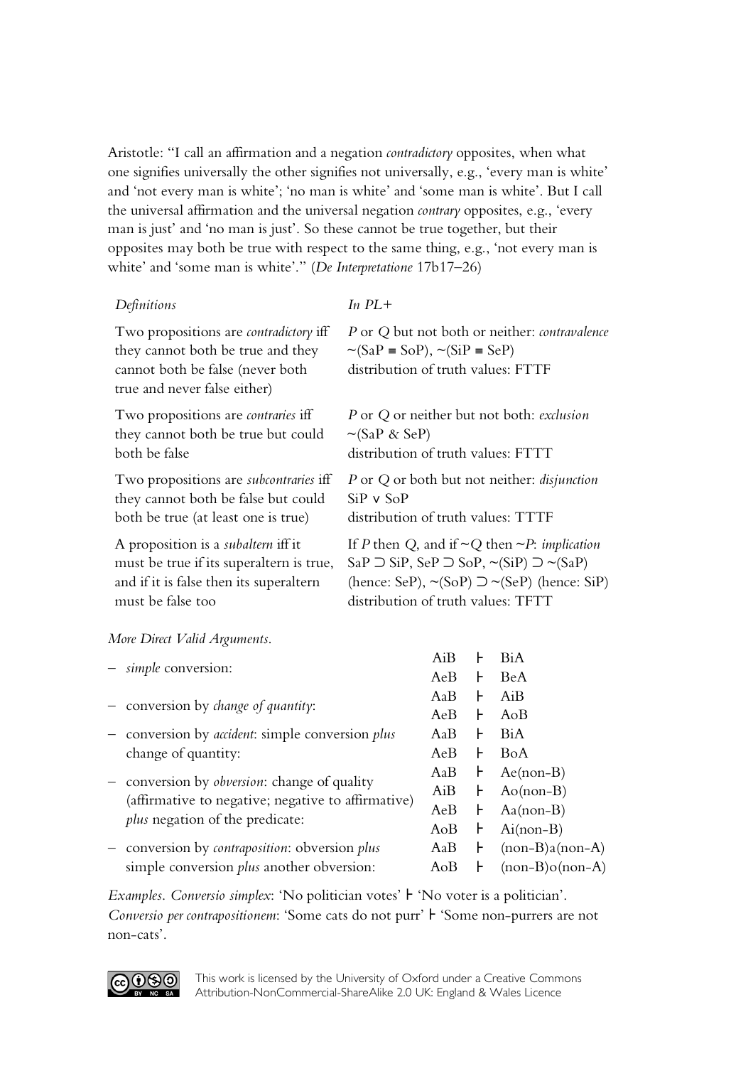Aristotle: "I call an affirmation and a negation *contradictory* opposites, when what one signifies universally the other signifies not universally, e.g., 'every man is white' and 'not every man is white'; 'no man is white' and 'some man is white'. But I call the universal affirmation and the universal negation *contrary* opposites, e.g., 'every man is just' and 'no man is just'. So these cannot be true together, but their opposites may both be true with respect to the same thing, e.g., 'not every man is white' and 'some man is white'." (*De Interpretatione* 17b17–26)

| *Definitions* | *In PL+* |
|---|---|
| Two propositions are *contradictory* iff they cannot both be true and they cannot both be false (never both true and never false either) | *P* or *Q* but not both or neither: *contravalence*<br>~(SaP ≡ SoP), ~(SiP ≡ SeP)<br>distribution of truth values: FTTF |
| Two propositions are *contraries* iff they cannot both be true but could both be false | *P* or *Q* or neither but not both: *exclusion*<br>~(SaP & SeP)<br>distribution of truth values: FTTT |
| Two propositions are *subcontraries* iff they cannot both be false but could both be true (at least one is true) | *P* or *Q* or both but not neither: *disjunction*<br>SiP ∨ SoP<br>distribution of truth values: TTTF |
| A proposition is a *subaltern* iff it must be true if its superaltern is true, and if it is false then its superaltern must be false too | If *P* then *Q*, and if ~*Q* then ~*P*: *implication*<br>SaP ⊃ SiP, SeP ⊃ SoP, ~(SiP) ⊃ ~(SaP) (hence: SeP), ~(SoP) ⊃ ~(SeP) (hence: SiP)<br>distribution of truth values: TFTT |

*More Direct Valid Arguments.*

| | | | |
|---|---|---|---|
| – *simple* conversion: | AiB | ⊦ | BiA |
| | AeB | ⊦ | BeA |
| – conversion by *change of quantity*: | AaB | ⊦ | AiB |
| | AeB | ⊦ | AoB |
| – conversion by *accident*: simple conversion *plus* change of quantity: | AaB | ⊦ | BiA |
| | AeB | ⊦ | BoA |
| – conversion by *obversion*: change of quality (affirmative to negative; negative to affirmative) *plus* negation of the predicate: | AaB | ⊦ | Ae(non-B) |
| | AiB | ⊦ | Ao(non-B) |
| | AeB | ⊦ | Aa(non-B) |
| | AoB | ⊦ | Ai(non-B) |
| – conversion by *contraposition*: obversion *plus* simple conversion *plus* another obversion: | AaB | ⊦ | (non-B)a(non-A) |
| | AoB | ⊦ | (non-B)o(non-A) |

*Examples. Conversio simplex*: 'No politician votes' ⊦ 'No voter is a politician'. *Conversio per contrapositionem*: 'Some cats do not purr' ⊦ 'Some non-purrers are not non-cats'.

This work is licensed by the University of Oxford under a Creative Commons Attribution-NonCommercial-ShareAlike 2.0 UK: England & Wales Licence